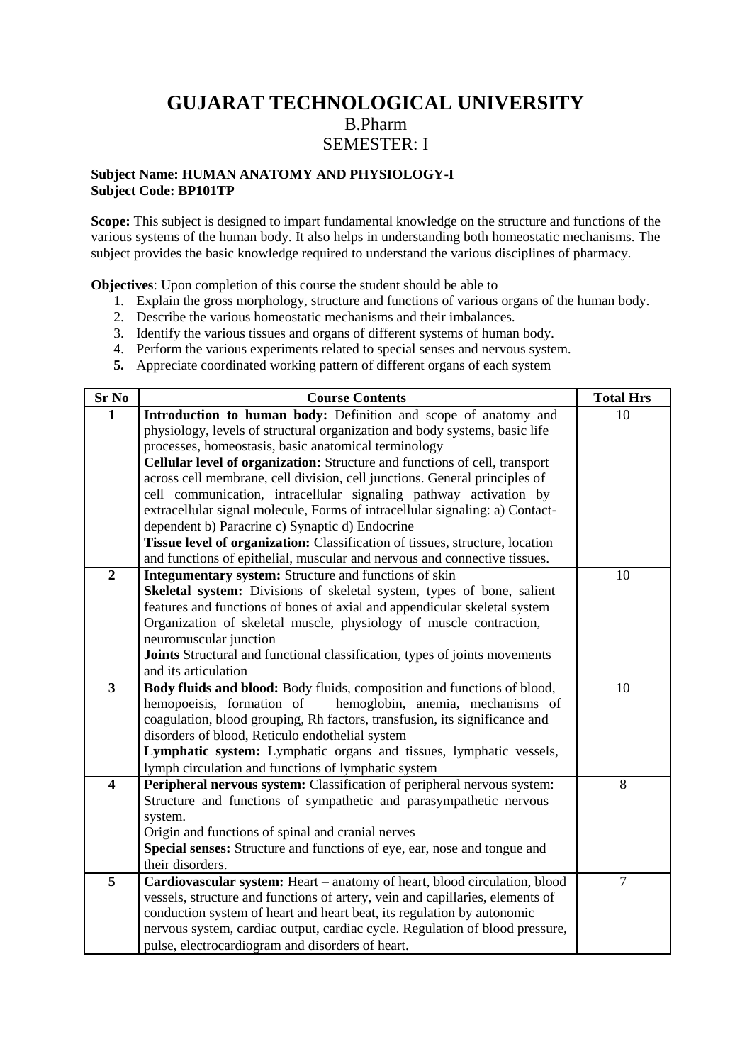# GUJARAT TECHNOLOGICAL UNIVERSITY

## B.Pharm

## SEMESTER: I

**Subject Name: HUMAN ANATOMY AND PHYSIOLOGY-I**
**Subject Code: BP101TP**

**Scope:** This subject is designed to impart fundamental knowledge on the structure and functions of the various systems of the human body. It also helps in understanding both homeostatic mechanisms. The subject provides the basic knowledge required to understand the various disciplines of pharmacy.

**Objectives**: Upon completion of this course the student should be able to

1. Explain the gross morphology, structure and functions of various organs of the human body.
2. Describe the various homeostatic mechanisms and their imbalances.
3. Identify the various tissues and organs of different systems of human body.
4. Perform the various experiments related to special senses and nervous system.
5. Appreciate coordinated working pattern of different organs of each system

| Sr No | Course Contents | Total Hrs |
|---|---|---|
| 1 | **Introduction to human body:** Definition and scope of anatomy and physiology, levels of structural organization and body systems, basic life processes, homeostasis, basic anatomical terminology<br>**Cellular level of organization:** Structure and functions of cell, transport across cell membrane, cell division, cell junctions. General principles of cell communication, intracellular signaling pathway activation by extracellular signal molecule, Forms of intracellular signaling: a) Contact-dependent b) Paracrine c) Synaptic d) Endocrine<br>**Tissue level of organization:** Classification of tissues, structure, location and functions of epithelial, muscular and nervous and connective tissues. | 10 |
| 2 | **Integumentary system:** Structure and functions of skin<br>**Skeletal system:** Divisions of skeletal system, types of bone, salient features and functions of bones of axial and appendicular skeletal system Organization of skeletal muscle, physiology of muscle contraction, neuromuscular junction<br>**Joints** Structural and functional classification, types of joints movements and its articulation | 10 |
| 3 | **Body fluids and blood:** Body fluids, composition and functions of blood, hemopoeisis, formation of hemoglobin, anemia, mechanisms of coagulation, blood grouping, Rh factors, transfusion, its significance and disorders of blood, Reticulo endothelial system<br>**Lymphatic system:** Lymphatic organs and tissues, lymphatic vessels, lymph circulation and functions of lymphatic system | 10 |
| 4 | **Peripheral nervous system:** Classification of peripheral nervous system: Structure and functions of sympathetic and parasympathetic nervous system.<br>Origin and functions of spinal and cranial nerves<br>**Special senses:** Structure and functions of eye, ear, nose and tongue and their disorders. | 8 |
| 5 | **Cardiovascular system:** Heart – anatomy of heart, blood circulation, blood vessels, structure and functions of artery, vein and capillaries, elements of conduction system of heart and heart beat, its regulation by autonomic nervous system, cardiac output, cardiac cycle. Regulation of blood pressure, pulse, electrocardiogram and disorders of heart. | 7 |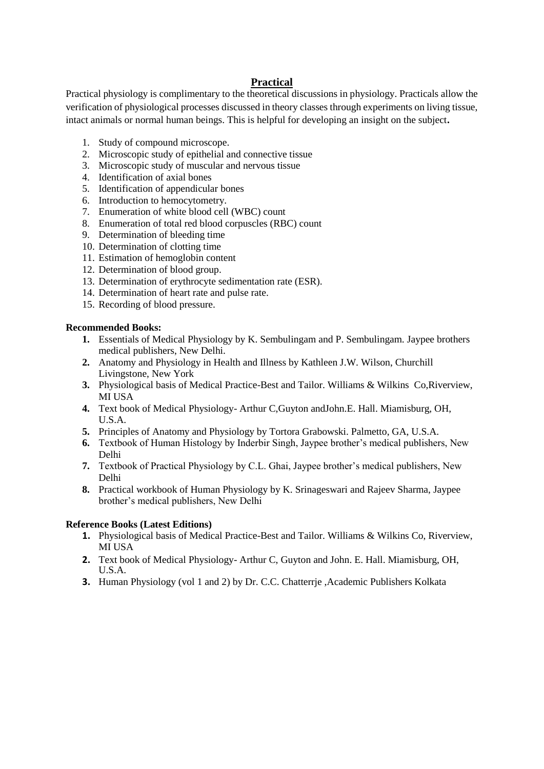## Practical

Practical physiology is complimentary to the theoretical discussions in physiology. Practicals allow the verification of physiological processes discussed in theory classes through experiments on living tissue, intact animals or normal human beings. This is helpful for developing an insight on the subject**.**

1. Study of compound microscope.
2. Microscopic study of epithelial and connective tissue
3. Microscopic study of muscular and nervous tissue
4. Identification of axial bones
5. Identification of appendicular bones
6. Introduction to hemocytometry.
7. Enumeration of white blood cell (WBC) count
8. Enumeration of total red blood corpuscles (RBC) count
9. Determination of bleeding time
10. Determination of clotting time
11. Estimation of hemoglobin content
12. Determination of blood group.
13. Determination of erythrocyte sedimentation rate (ESR).
14. Determination of heart rate and pulse rate.
15. Recording of blood pressure.

**Recommended Books:**

1. Essentials of Medical Physiology by K. Sembulingam and P. Sembulingam. Jaypee brothers medical publishers, New Delhi.
2. Anatomy and Physiology in Health and Illness by Kathleen J.W. Wilson, Churchill Livingstone, New York
3. Physiological basis of Medical Practice-Best and Tailor. Williams & Wilkins Co,Riverview, MI USA
4. Text book of Medical Physiology- Arthur C,Guyton andJohn.E. Hall. Miamisburg, OH, U.S.A.
5. Principles of Anatomy and Physiology by Tortora Grabowski. Palmetto, GA, U.S.A.
6. Textbook of Human Histology by Inderbir Singh, Jaypee brother's medical publishers, New Delhi
7. Textbook of Practical Physiology by C.L. Ghai, Jaypee brother's medical publishers, New Delhi
8. Practical workbook of Human Physiology by K. Srinageswari and Rajeev Sharma, Jaypee brother's medical publishers, New Delhi

**Reference Books (Latest Editions)**

1. Physiological basis of Medical Practice-Best and Tailor. Williams & Wilkins Co, Riverview, MI USA
2. Text book of Medical Physiology- Arthur C, Guyton and John. E. Hall. Miamisburg, OH, U.S.A.
3. Human Physiology (vol 1 and 2) by Dr. C.C. Chatterrje ,Academic Publishers Kolkata